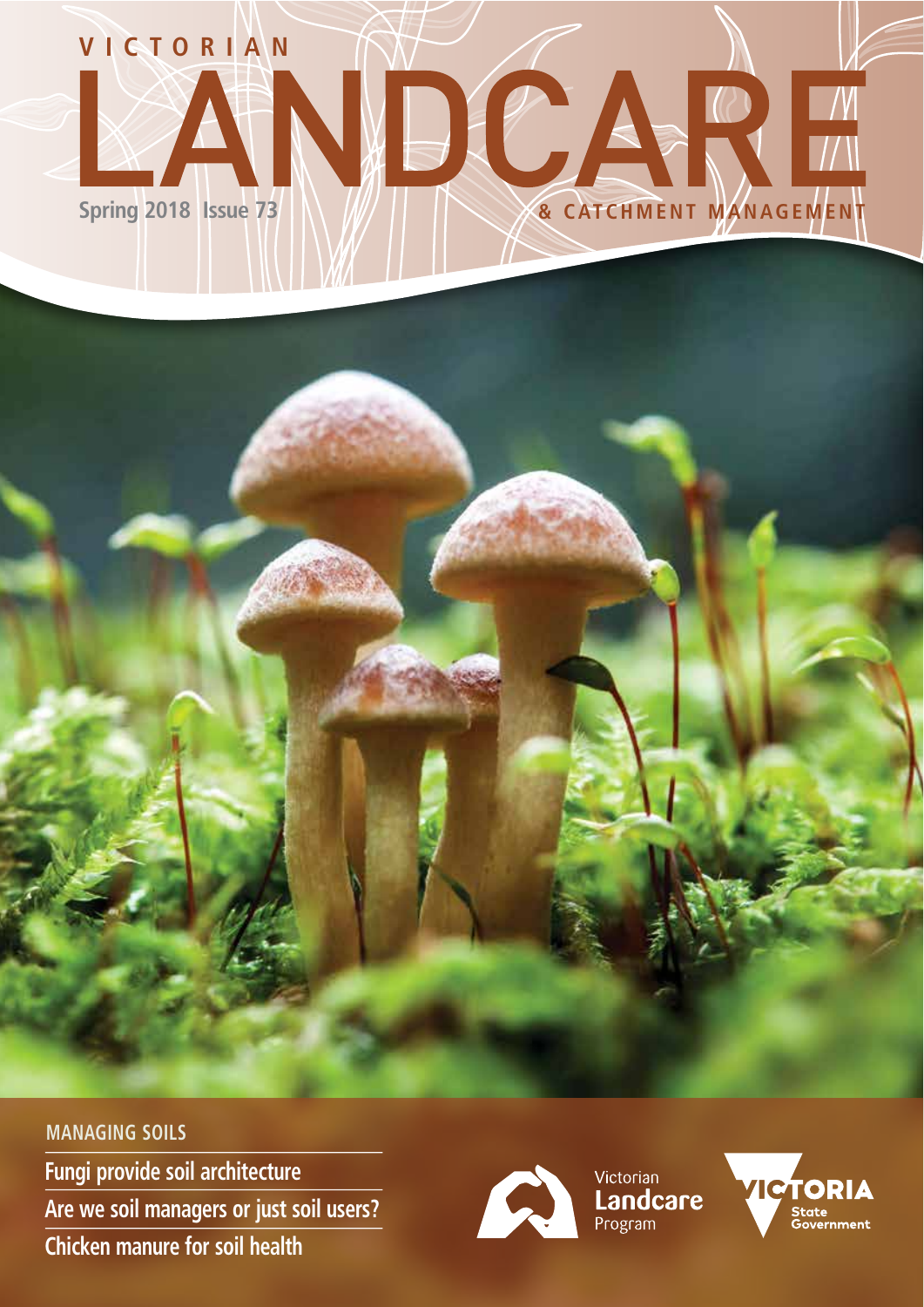# VICTORIAN LANDCARE & CATCHMENT MANAGEMENT

Spring 2018 Issue 73

## MANAGING SOILS

**Fungi provide soil architecture**

**Are we soil managers or just soil users?**

**Chicken manure for soil health**

Victorian Landcare Program

Victoria State Government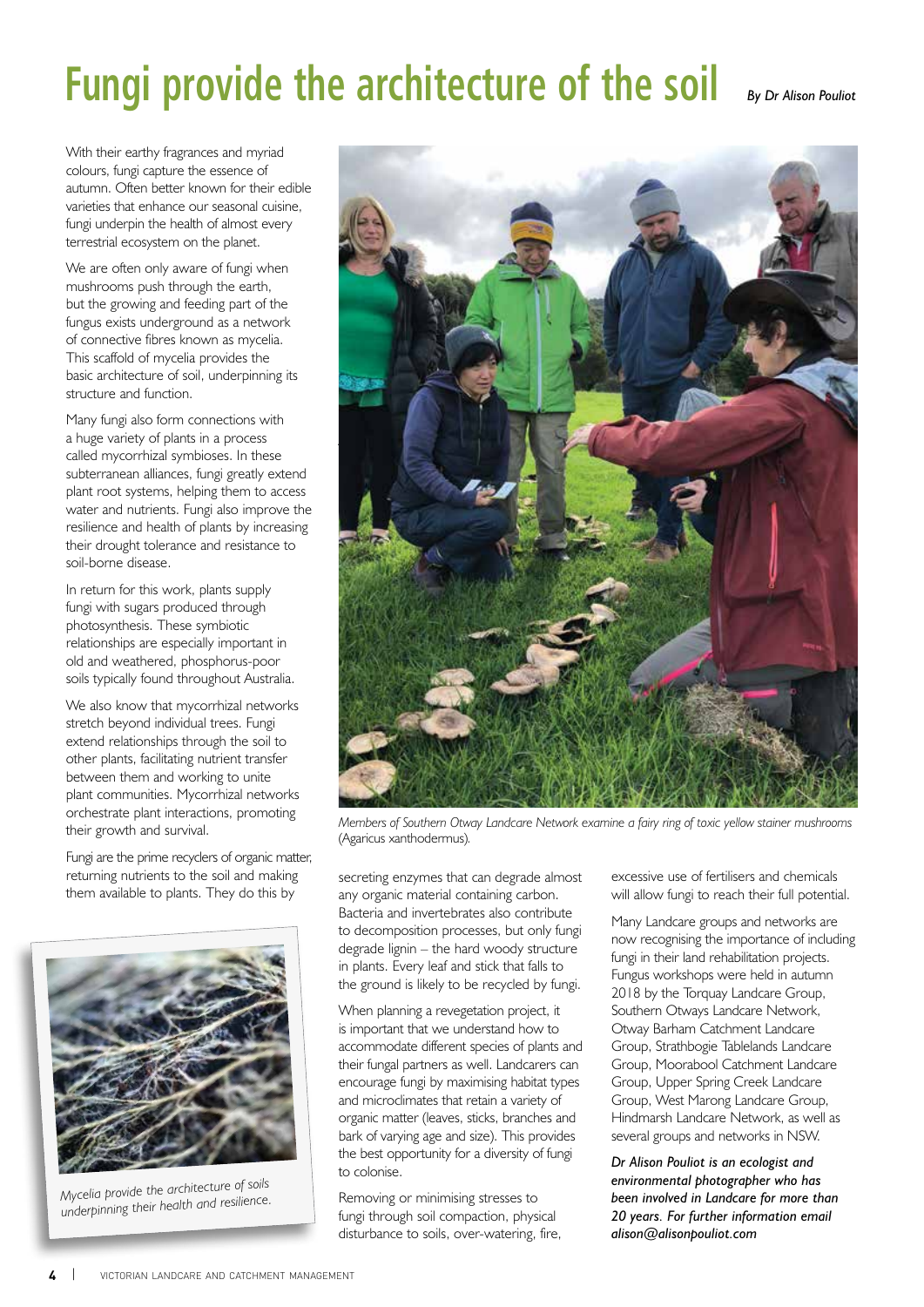# Fungi provide the architecture of the soil

*By Dr Alison Pouliot*

With their earthy fragrances and myriad colours, fungi capture the essence of autumn. Often better known for their edible varieties that enhance our seasonal cuisine, fungi underpin the health of almost every terrestrial ecosystem on the planet.

We are often only aware of fungi when mushrooms push through the earth, but the growing and feeding part of the fungus exists underground as a network of connective fibres known as mycelia. This scaffold of mycelia provides the basic architecture of soil, underpinning its structure and function.

Many fungi also form connections with a huge variety of plants in a process called mycorrhizal symbioses. In these subterranean alliances, fungi greatly extend plant root systems, helping them to access water and nutrients. Fungi also improve the resilience and health of plants by increasing their drought tolerance and resistance to soil-borne disease.

In return for this work, plants supply fungi with sugars produced through photosynthesis. These symbiotic relationships are especially important in old and weathered, phosphorus-poor soils typically found throughout Australia.

We also know that mycorrhizal networks stretch beyond individual trees. Fungi extend relationships through the soil to other plants, facilitating nutrient transfer between them and working to unite plant communities. Mycorrhizal networks orchestrate plant interactions, promoting their growth and survival.

Fungi are the prime recyclers of organic matter, returning nutrients to the soil and making them available to plants. They do this by secreting enzymes that can degrade almost any organic material containing carbon. Bacteria and invertebrates also contribute to decomposition processes, but only fungi degrade lignin – the hard woody structure in plants. Every leaf and stick that falls to the ground is likely to be recycled by fungi.

*Mycelia provide the architecture of soils underpinning their health and resilience.*

*Members of Southern Otway Landcare Network examine a fairy ring of toxic yellow stainer mushrooms (Agaricus xanthodermus).*

When planning a revegetation project, it is important that we understand how to accommodate different species of plants and their fungal partners as well. Landcarers can encourage fungi by maximising habitat types and microclimates that retain a variety of organic matter (leaves, sticks, branches and bark of varying age and size). This provides the best opportunity for a diversity of fungi to colonise.

Removing or minimising stresses to fungi through soil compaction, physical disturbance to soils, over-watering, fire, excessive use of fertilisers and chemicals will allow fungi to reach their full potential.

Many Landcare groups and networks are now recognising the importance of including fungi in their land rehabilitation projects. Fungus workshops were held in autumn 2018 by the Torquay Landcare Group, Southern Otways Landcare Network, Otway Barham Catchment Landcare Group, Strathbogie Tablelands Landcare Group, Moorabool Catchment Landcare Group, Upper Spring Creek Landcare Group, West Marong Landcare Group, Hindmarsh Landcare Network, as well as several groups and networks in NSW.

***Dr Alison Pouliot is an ecologist and environmental photographer who has been involved in Landcare for more than 20 years. For further information email alison@alisonpouliot.com***